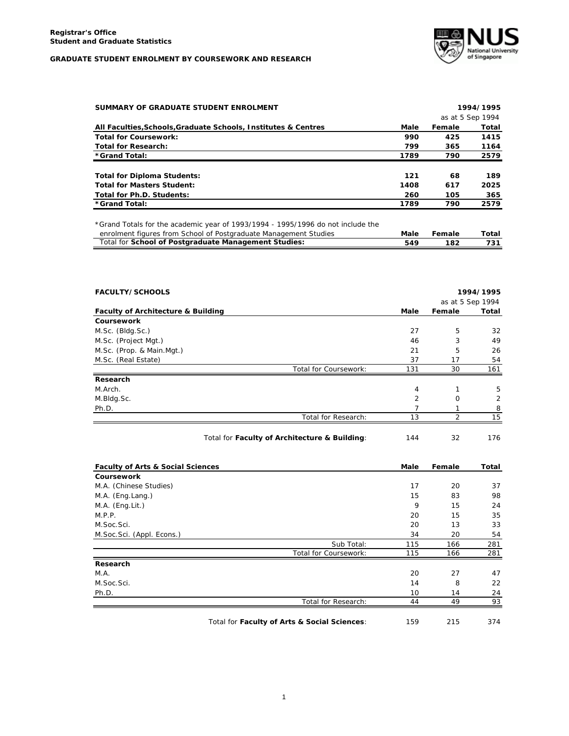**Registrar's Office**
**Student and Graduate Statistics**

**GRADUATE STUDENT ENROLMENT BY COURSEWORK AND RESEARCH**

## SUMMARY OF GRADUATE STUDENT ENROLMENT

1994/1995
as at 5 Sep 1994

| All Faculties,Schools,Graduate Schools, Institutes & Centres | Male | Female | Total |
|---|---|---|---|
| **Total for Coursework:** | **990** | **425** | **1415** |
| **Total for Research:** | **799** | **365** | **1164** |
| ***Grand Total:** | **1789** | **790** | **2579** |
| | | | |
| **Total for Diploma Students:** | **121** | **68** | **189** |
| **Total for Masters Student:** | **1408** | **617** | **2025** |
| **Total for Ph.D. Students:** | **260** | **105** | **365** |
| ***Grand Total:** | **1789** | **790** | **2579** |

*Grand Totals for the academic year of 1993/1994 - 1995/1996 do not include the enrolment figures from School of Postgraduate Management Studies

| | Male | Female | Total |
|---|---|---|---|
| Total for **School of Postgraduate Management Studies:** | **549** | **182** | **731** |

## FACULTY/SCHOOLS

1994/1995
as at 5 Sep 1994

| Faculty of Architecture & Building | Male | Female | Total |
|---|---|---|---|
| **Coursework** | | | |
| M.Sc. (Bldg.Sc.) | 27 | 5 | 32 |
| M.Sc. (Project Mgt.) | 46 | 3 | 49 |
| M.Sc. (Prop. & Main.Mgt.) | 21 | 5 | 26 |
| M.Sc. (Real Estate) | 37 | 17 | 54 |
| Total for Coursework: | 131 | 30 | 161 |
| **Research** | | | |
| M.Arch. | 4 | 1 | 5 |
| M.Bldg.Sc. | 2 | 0 | 2 |
| Ph.D. | 7 | 1 | 8 |
| Total for Research: | 13 | 2 | 15 |
| Total for **Faculty of Architecture & Building**: | 144 | 32 | 176 |

| Faculty of Arts & Social Sciences | Male | Female | Total |
|---|---|---|---|
| **Coursework** | | | |
| M.A. (Chinese Studies) | 17 | 20 | 37 |
| M.A. (Eng.Lang.) | 15 | 83 | 98 |
| M.A. (Eng.Lit.) | 9 | 15 | 24 |
| M.P.P. | 20 | 15 | 35 |
| M.Soc.Sci. | 20 | 13 | 33 |
| M.Soc.Sci. (Appl. Econs.) | 34 | 20 | 54 |
| Sub Total: | 115 | 166 | 281 |
| Total for Coursework: | 115 | 166 | 281 |
| **Research** | | | |
| M.A. | 20 | 27 | 47 |
| M.Soc.Sci. | 14 | 8 | 22 |
| Ph.D. | 10 | 14 | 24 |
| Total for Research: | 44 | 49 | 93 |
| Total for **Faculty of Arts & Social Sciences**: | 159 | 215 | 374 |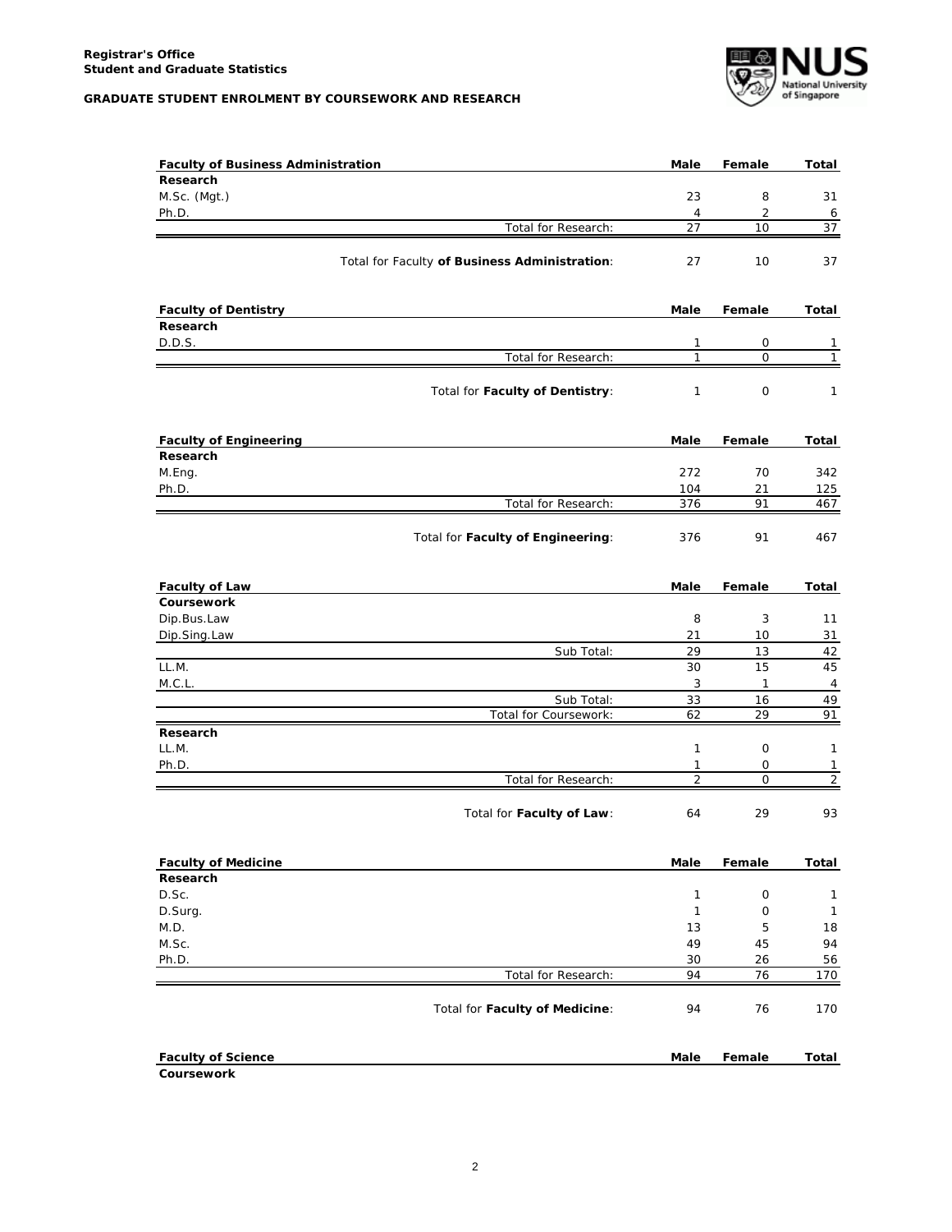**Registrar's Office**
**Student and Graduate Statistics**

**GRADUATE STUDENT ENROLMENT BY COURSEWORK AND RESEARCH**

| Faculty of Business Administration | Male | Female | Total |
|---|---|---|---|
| **Research** | | | |
| M.Sc. (Mgt.) | 23 | 8 | 31 |
| Ph.D. | 4 | 2 | 6 |
| Total for Research: | 27 | 10 | 37 |
| Total for Faculty **of Business Administration**: | 27 | 10 | 37 |

| Faculty of Dentistry | Male | Female | Total |
|---|---|---|---|
| **Research** | | | |
| D.D.S. | 1 | 0 | 1 |
| Total for Research: | 1 | 0 | 1 |
| Total for **Faculty of Dentistry**: | 1 | 0 | 1 |

| Faculty of Engineering | Male | Female | Total |
|---|---|---|---|
| **Research** | | | |
| M.Eng. | 272 | 70 | 342 |
| Ph.D. | 104 | 21 | 125 |
| Total for Research: | 376 | 91 | 467 |
| Total for **Faculty of Engineering**: | 376 | 91 | 467 |

| Faculty of Law | Male | Female | Total |
|---|---|---|---|
| **Coursework** | | | |
| Dip.Bus.Law | 8 | 3 | 11 |
| Dip.Sing.Law | 21 | 10 | 31 |
| Sub Total: | 29 | 13 | 42 |
| LL.M. | 30 | 15 | 45 |
| M.C.L. | 3 | 1 | 4 |
| Sub Total: | 33 | 16 | 49 |
| Total for Coursework: | 62 | 29 | 91 |
| **Research** | | | |
| LL.M. | 1 | 0 | 1 |
| Ph.D. | 1 | 0 | 1 |
| Total for Research: | 2 | 0 | 2 |
| Total for **Faculty of Law**: | 64 | 29 | 93 |

| Faculty of Medicine | Male | Female | Total |
|---|---|---|---|
| **Research** | | | |
| D.Sc. | 1 | 0 | 1 |
| D.Surg. | 1 | 0 | 1 |
| M.D. | 13 | 5 | 18 |
| M.Sc. | 49 | 45 | 94 |
| Ph.D. | 30 | 26 | 56 |
| Total for Research: | 94 | 76 | 170 |
| Total for **Faculty of Medicine**: | 94 | 76 | 170 |

| Faculty of Science | Male | Female | Total |
|---|---|---|---|
| **Coursework** | | | |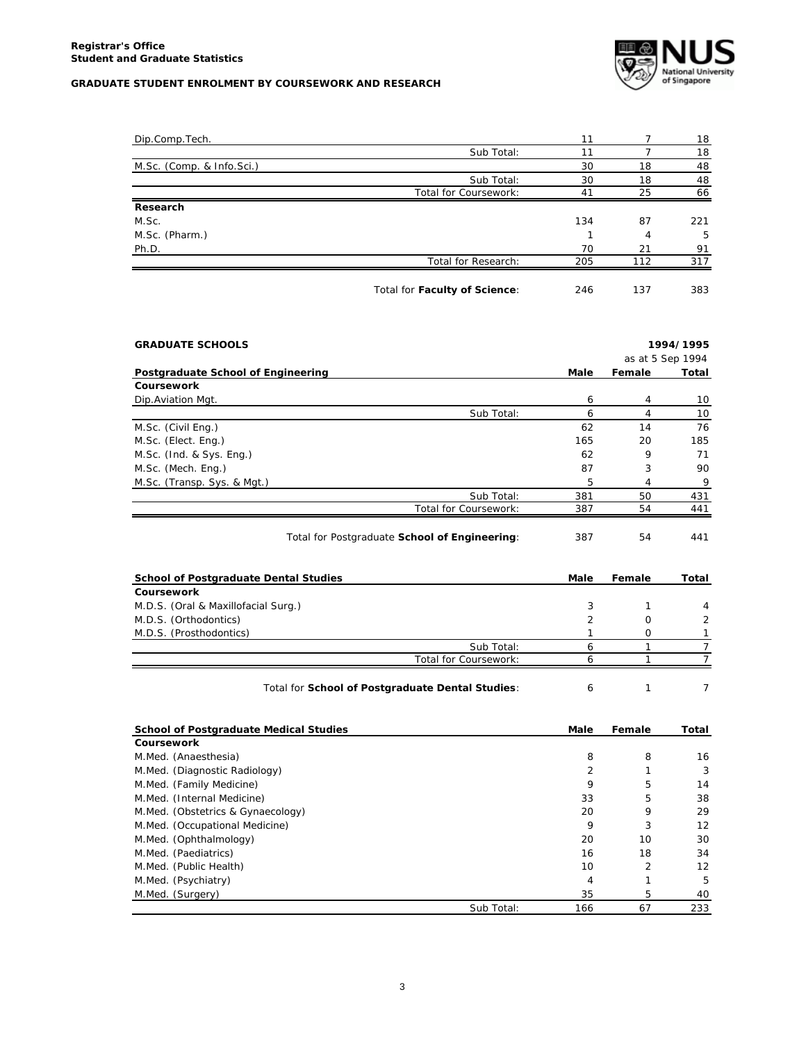| | | | |
|---|---|---|---|
| Dip.Comp.Tech. | 11 | 7 | 18 |
| Sub Total: | 11 | 7 | 18 |
| M.Sc. (Comp. & Info.Sci.) | 30 | 18 | 48 |
| Sub Total: | 30 | 18 | 48 |
| Total for Coursework: | 41 | 25 | 66 |
| **Research** | | | |
| M.Sc. | 134 | 87 | 221 |
| M.Sc. (Pharm.) | 1 | 4 | 5 |
| Ph.D. | 70 | 21 | 91 |
| Total for Research: | 205 | 112 | 317 |
| Total for **Faculty of Science**: | 246 | 137 | 383 |

## GRADUATE SCHOOLS

**1994/1995**

as at 5 Sep 1994

| **Postgraduate School of Engineering** | **Male** | **Female** | **Total** |
|---|---|---|---|
| **Coursework** | | | |
| Dip.Aviation Mgt. | 6 | 4 | 10 |
| Sub Total: | 6 | 4 | 10 |
| M.Sc. (Civil Eng.) | 62 | 14 | 76 |
| M.Sc. (Elect. Eng.) | 165 | 20 | 185 |
| M.Sc. (Ind. & Sys. Eng.) | 62 | 9 | 71 |
| M.Sc. (Mech. Eng.) | 87 | 3 | 90 |
| M.Sc. (Transp. Sys. & Mgt.) | 5 | 4 | 9 |
| Sub Total: | 381 | 50 | 431 |
| Total for Coursework: | 387 | 54 | 441 |
| Total for Postgraduate **School of Engineering**: | 387 | 54 | 441 |

| **School of Postgraduate Dental Studies** | **Male** | **Female** | **Total** |
|---|---|---|---|
| **Coursework** | | | |
| M.D.S. (Oral & Maxillofacial Surg.) | 3 | 1 | 4 |
| M.D.S. (Orthodontics) | 2 | 0 | 2 |
| M.D.S. (Prosthodontics) | 1 | 0 | 1 |
| Sub Total: | 6 | 1 | 7 |
| Total for Coursework: | 6 | 1 | 7 |
| Total for **School of Postgraduate Dental Studies**: | 6 | 1 | 7 |

| **School of Postgraduate Medical Studies** | **Male** | **Female** | **Total** |
|---|---|---|---|
| **Coursework** | | | |
| M.Med. (Anaesthesia) | 8 | 8 | 16 |
| M.Med. (Diagnostic Radiology) | 2 | 1 | 3 |
| M.Med. (Family Medicine) | 9 | 5 | 14 |
| M.Med. (Internal Medicine) | 33 | 5 | 38 |
| M.Med. (Obstetrics & Gynaecology) | 20 | 9 | 29 |
| M.Med. (Occupational Medicine) | 9 | 3 | 12 |
| M.Med. (Ophthalmology) | 20 | 10 | 30 |
| M.Med. (Paediatrics) | 16 | 18 | 34 |
| M.Med. (Public Health) | 10 | 2 | 12 |
| M.Med. (Psychiatry) | 4 | 1 | 5 |
| M.Med. (Surgery) | 35 | 5 | 40 |
| Sub Total: | 166 | 67 | 233 |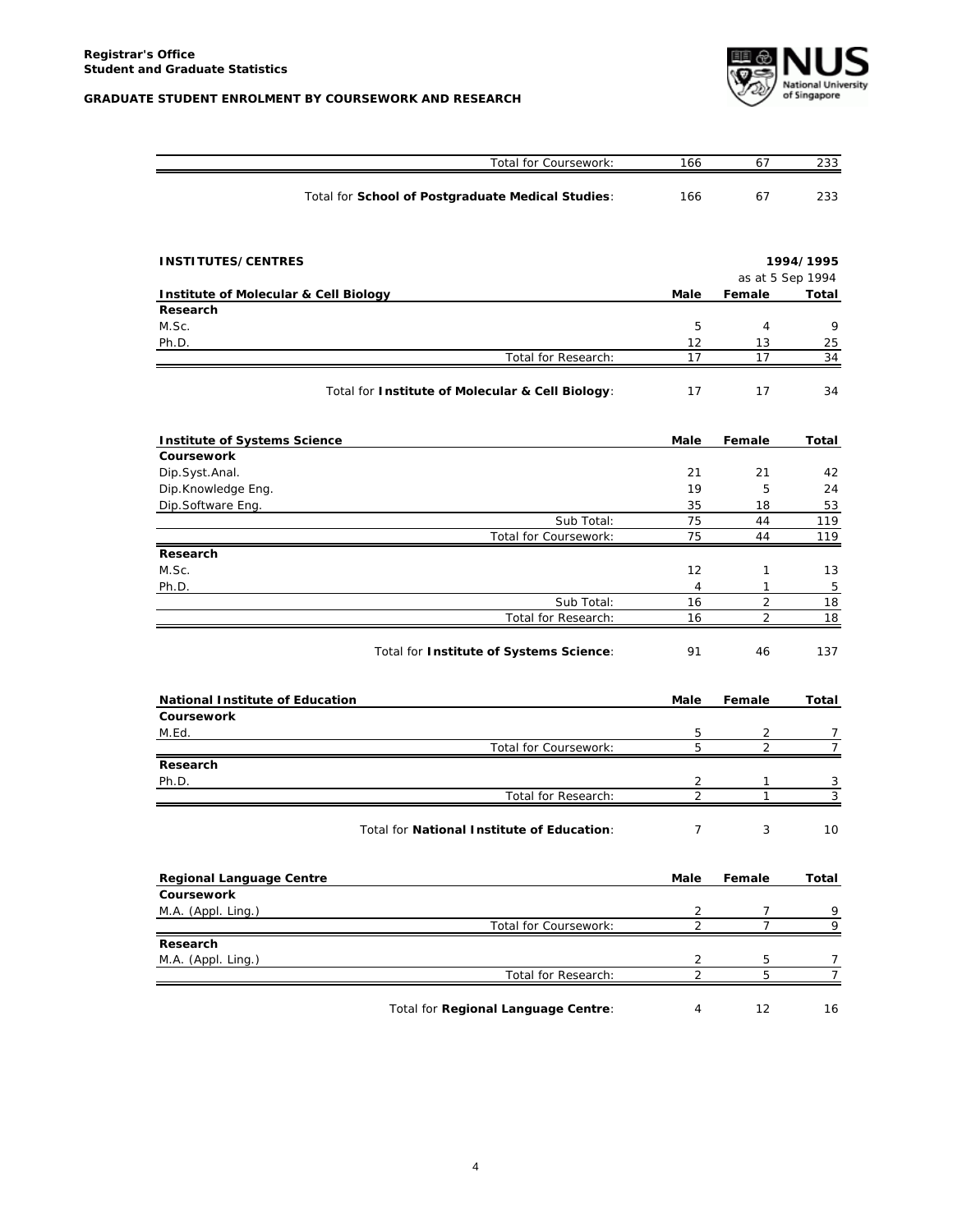| | Male | Female | Total |
|---|---|---|---|
| Total for Coursework: | 166 | 67 | 233 |
| Total for **School of Postgraduate Medical Studies**: | 166 | 67 | 233 |

## INSTITUTES/CENTRES

**1994/1995**
as at 5 Sep 1994

| **Institute of Molecular & Cell Biology** | **Male** | **Female** | **Total** |
|---|---|---|---|
| **Research** | | | |
| M.Sc. | 5 | 4 | 9 |
| Ph.D. | 12 | 13 | 25 |
| Total for Research: | 17 | 17 | 34 |
| Total for **Institute of Molecular & Cell Biology**: | 17 | 17 | 34 |

| **Institute of Systems Science** | **Male** | **Female** | **Total** |
|---|---|---|---|
| **Coursework** | | | |
| Dip.Syst.Anal. | 21 | 21 | 42 |
| Dip.Knowledge Eng. | 19 | 5 | 24 |
| Dip.Software Eng. | 35 | 18 | 53 |
| Sub Total: | 75 | 44 | 119 |
| Total for Coursework: | 75 | 44 | 119 |
| **Research** | | | |
| M.Sc. | 12 | 1 | 13 |
| Ph.D. | 4 | 1 | 5 |
| Sub Total: | 16 | 2 | 18 |
| Total for Research: | 16 | 2 | 18 |
| Total for **Institute of Systems Science**: | 91 | 46 | 137 |

| **National Institute of Education** | **Male** | **Female** | **Total** |
|---|---|---|---|
| **Coursework** | | | |
| M.Ed. | 5 | 2 | 7 |
| Total for Coursework: | 5 | 2 | 7 |
| **Research** | | | |
| Ph.D. | 2 | 1 | 3 |
| Total for Research: | 2 | 1 | 3 |
| Total for **National Institute of Education**: | 7 | 3 | 10 |

| **Regional Language Centre** | **Male** | **Female** | **Total** |
|---|---|---|---|
| **Coursework** | | | |
| M.A. (Appl. Ling.) | 2 | 7 | 9 |
| Total for Coursework: | 2 | 7 | 9 |
| **Research** | | | |
| M.A. (Appl. Ling.) | 2 | 5 | 7 |
| Total for Research: | 2 | 5 | 7 |
| Total for **Regional Language Centre**: | 4 | 12 | 16 |